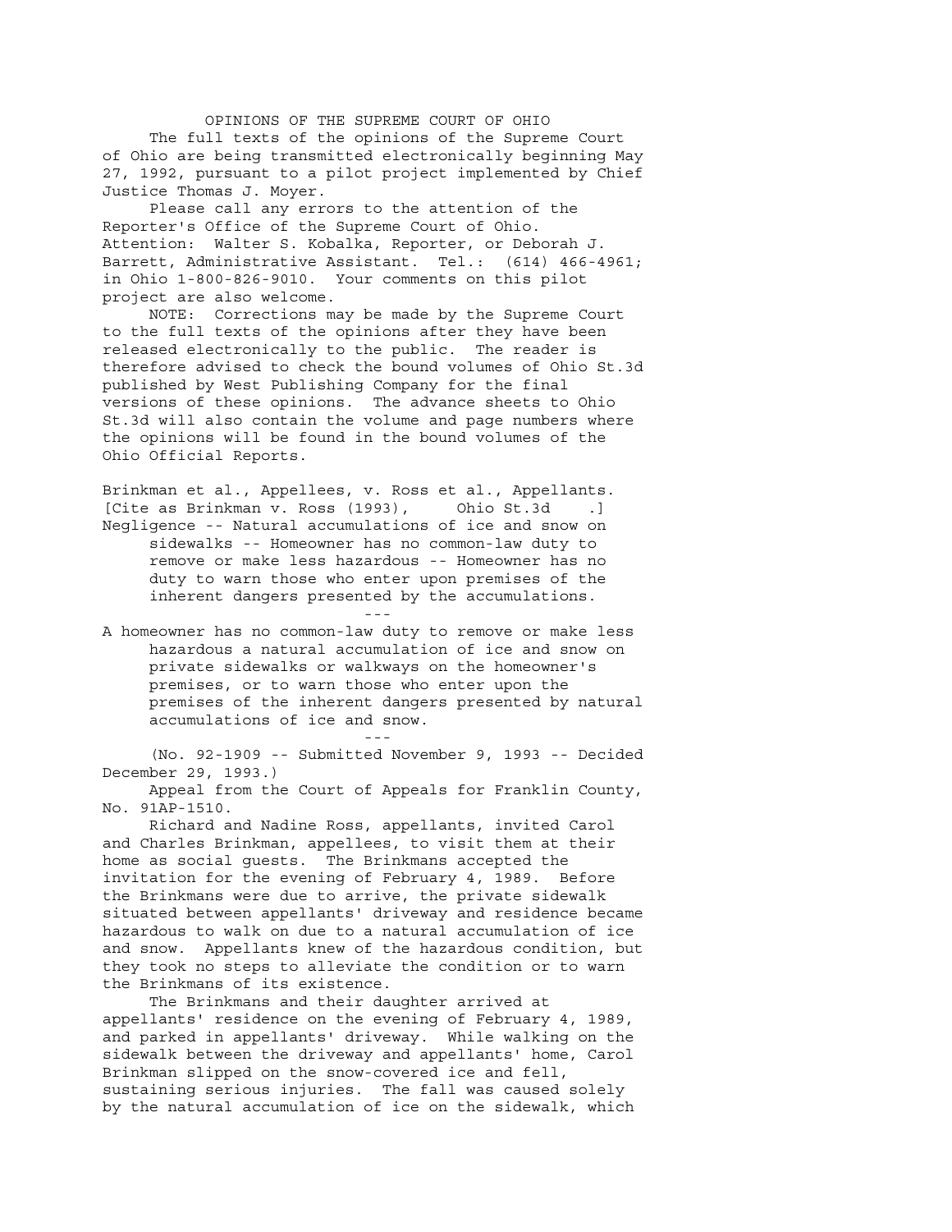# OPINIONS OF THE SUPREME COURT OF OHIO

The full texts of the opinions of the Supreme Court of Ohio are being transmitted electronically beginning May 27, 1992, pursuant to a pilot project implemented by Chief Justice Thomas J. Moyer.

Please call any errors to the attention of the Reporter's Office of the Supreme Court of Ohio. Attention: Walter S. Kobalka, Reporter, or Deborah J. Barrett, Administrative Assistant. Tel.: (614) 466-4961; in Ohio 1-800-826-9010. Your comments on this pilot project are also welcome.

NOTE: Corrections may be made by the Supreme Court to the full texts of the opinions after they have been released electronically to the public. The reader is therefore advised to check the bound volumes of Ohio St.3d published by West Publishing Company for the final versions of these opinions. The advance sheets to Ohio St.3d will also contain the volume and page numbers where the opinions will be found in the bound volumes of the Ohio Official Reports.

Brinkman et al., Appellees, v. Ross et al., Appellants.
[Cite as Brinkman v. Ross (1993), Ohio St.3d .]

Negligence -- Natural accumulations of ice and snow on sidewalks -- Homeowner has no common-law duty to remove or make less hazardous -- Homeowner has no duty to warn those who enter upon premises of the inherent dangers presented by the accumulations.

---

A homeowner has no common-law duty to remove or make less hazardous a natural accumulation of ice and snow on private sidewalks or walkways on the homeowner's premises, or to warn those who enter upon the premises of the inherent dangers presented by natural accumulations of ice and snow.

---

(No. 92-1909 -- Submitted November 9, 1993 -- Decided December 29, 1993.)

Appeal from the Court of Appeals for Franklin County, No. 91AP-1510.

Richard and Nadine Ross, appellants, invited Carol and Charles Brinkman, appellees, to visit them at their home as social guests. The Brinkmans accepted the invitation for the evening of February 4, 1989. Before the Brinkmans were due to arrive, the private sidewalk situated between appellants' driveway and residence became hazardous to walk on due to a natural accumulation of ice and snow. Appellants knew of the hazardous condition, but they took no steps to alleviate the condition or to warn the Brinkmans of its existence.

The Brinkmans and their daughter arrived at appellants' residence on the evening of February 4, 1989, and parked in appellants' driveway. While walking on the sidewalk between the driveway and appellants' home, Carol Brinkman slipped on the snow-covered ice and fell, sustaining serious injuries. The fall was caused solely by the natural accumulation of ice on the sidewalk, which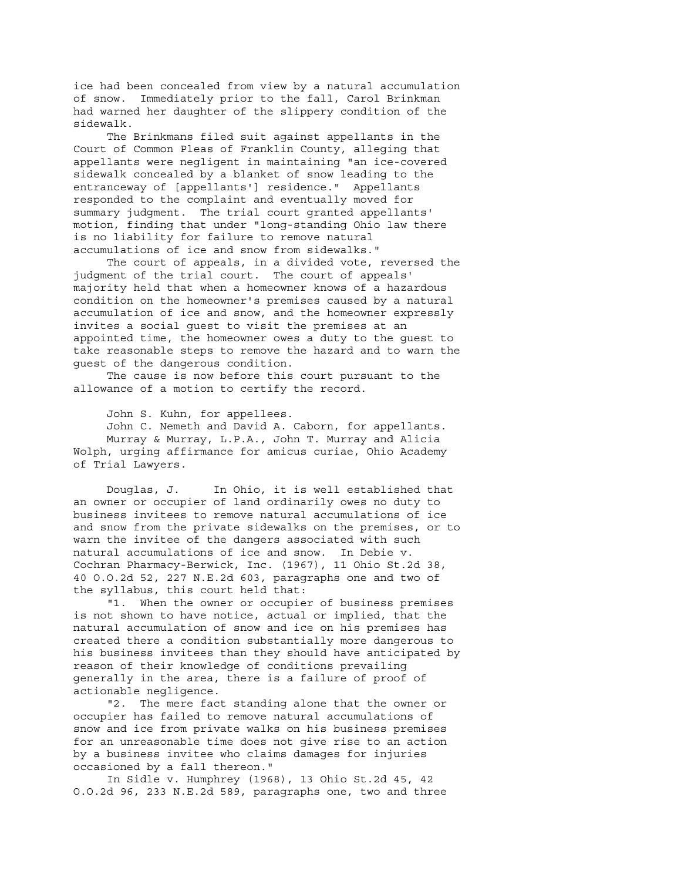ice had been concealed from view by a natural accumulation of snow. Immediately prior to the fall, Carol Brinkman had warned her daughter of the slippery condition of the sidewalk.

The Brinkmans filed suit against appellants in the Court of Common Pleas of Franklin County, alleging that appellants were negligent in maintaining "an ice-covered sidewalk concealed by a blanket of snow leading to the entranceway of [appellants'] residence." Appellants responded to the complaint and eventually moved for summary judgment. The trial court granted appellants' motion, finding that under "long-standing Ohio law there is no liability for failure to remove natural accumulations of ice and snow from sidewalks."

The court of appeals, in a divided vote, reversed the judgment of the trial court. The court of appeals' majority held that when a homeowner knows of a hazardous condition on the homeowner's premises caused by a natural accumulation of ice and snow, and the homeowner expressly invites a social guest to visit the premises at an appointed time, the homeowner owes a duty to the guest to take reasonable steps to remove the hazard and to warn the guest of the dangerous condition.

The cause is now before this court pursuant to the allowance of a motion to certify the record.

John S. Kuhn, for appellees.

John C. Nemeth and David A. Caborn, for appellants.

Murray & Murray, L.P.A., John T. Murray and Alicia Wolph, urging affirmance for amicus curiae, Ohio Academy of Trial Lawyers.

Douglas, J. In Ohio, it is well established that an owner or occupier of land ordinarily owes no duty to business invitees to remove natural accumulations of ice and snow from the private sidewalks on the premises, or to warn the invitee of the dangers associated with such natural accumulations of ice and snow. In Debie v. Cochran Pharmacy-Berwick, Inc. (1967), 11 Ohio St.2d 38, 40 O.O.2d 52, 227 N.E.2d 603, paragraphs one and two of the syllabus, this court held that:

"1. When the owner or occupier of business premises is not shown to have notice, actual or implied, that the natural accumulation of snow and ice on his premises has created there a condition substantially more dangerous to his business invitees than they should have anticipated by reason of their knowledge of conditions prevailing generally in the area, there is a failure of proof of actionable negligence.

"2. The mere fact standing alone that the owner or occupier has failed to remove natural accumulations of snow and ice from private walks on his business premises for an unreasonable time does not give rise to an action by a business invitee who claims damages for injuries occasioned by a fall thereon."

In Sidle v. Humphrey (1968), 13 Ohio St.2d 45, 42 O.O.2d 96, 233 N.E.2d 589, paragraphs one, two and three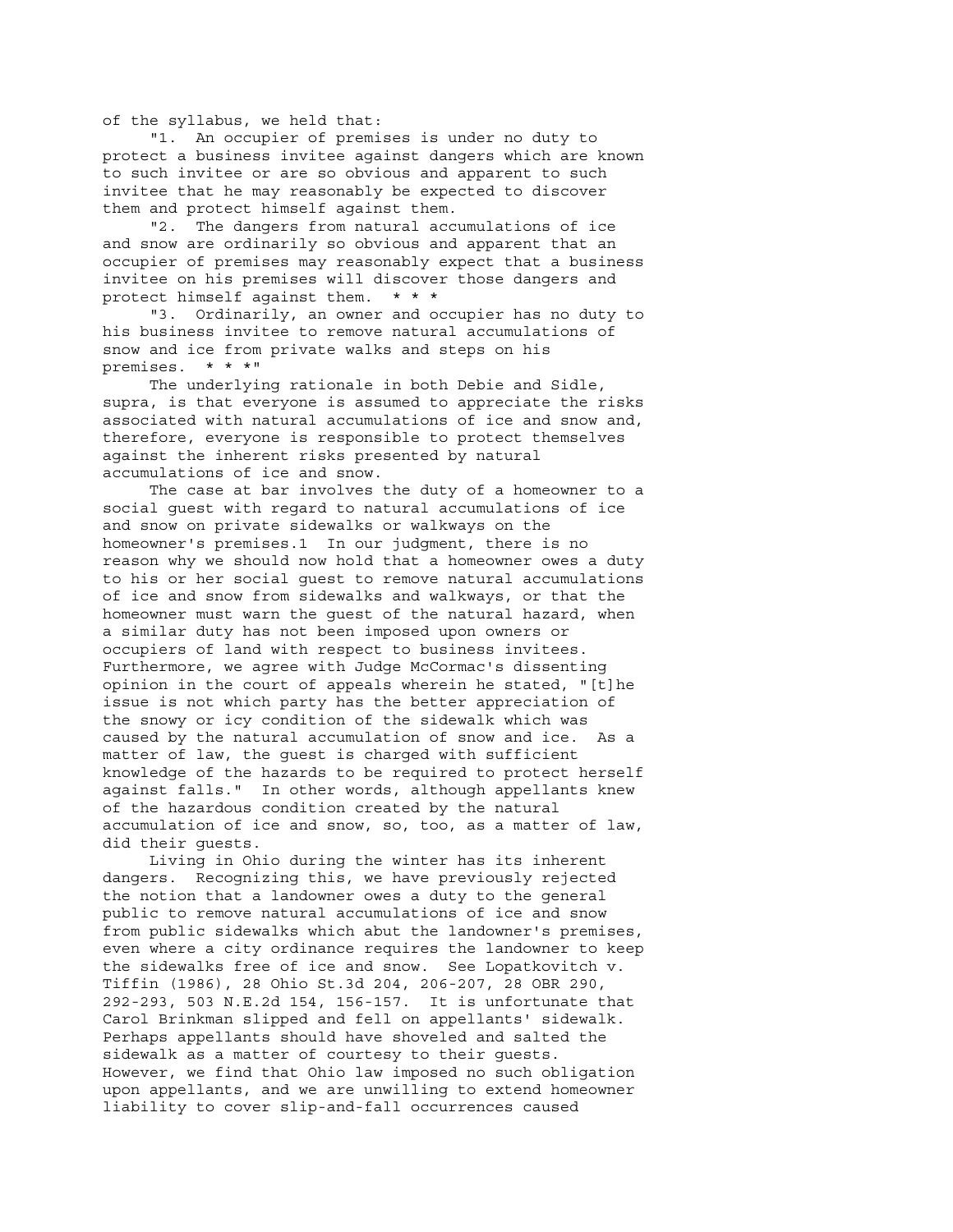of the syllabus, we held that:

"1. An occupier of premises is under no duty to protect a business invitee against dangers which are known to such invitee or are so obvious and apparent to such invitee that he may reasonably be expected to discover them and protect himself against them.

"2. The dangers from natural accumulations of ice and snow are ordinarily so obvious and apparent that an occupier of premises may reasonably expect that a business invitee on his premises will discover those dangers and protect himself against them. * * *

"3. Ordinarily, an owner and occupier has no duty to his business invitee to remove natural accumulations of snow and ice from private walks and steps on his premises. * * *"

The underlying rationale in both Debie and Sidle, supra, is that everyone is assumed to appreciate the risks associated with natural accumulations of ice and snow and, therefore, everyone is responsible to protect themselves against the inherent risks presented by natural accumulations of ice and snow.

The case at bar involves the duty of a homeowner to a social guest with regard to natural accumulations of ice and snow on private sidewalks or walkways on the homeowner's premises.1 In our judgment, there is no reason why we should now hold that a homeowner owes a duty to his or her social guest to remove natural accumulations of ice and snow from sidewalks and walkways, or that the homeowner must warn the guest of the natural hazard, when a similar duty has not been imposed upon owners or occupiers of land with respect to business invitees. Furthermore, we agree with Judge McCormac's dissenting opinion in the court of appeals wherein he stated, "[t]he issue is not which party has the better appreciation of the snowy or icy condition of the sidewalk which was caused by the natural accumulation of snow and ice. As a matter of law, the guest is charged with sufficient knowledge of the hazards to be required to protect herself against falls." In other words, although appellants knew of the hazardous condition created by the natural accumulation of ice and snow, so, too, as a matter of law, did their guests.

Living in Ohio during the winter has its inherent dangers. Recognizing this, we have previously rejected the notion that a landowner owes a duty to the general public to remove natural accumulations of ice and snow from public sidewalks which abut the landowner's premises, even where a city ordinance requires the landowner to keep the sidewalks free of ice and snow. See Lopatkovitch v. Tiffin (1986), 28 Ohio St.3d 204, 206-207, 28 OBR 290, 292-293, 503 N.E.2d 154, 156-157. It is unfortunate that Carol Brinkman slipped and fell on appellants' sidewalk. Perhaps appellants should have shoveled and salted the sidewalk as a matter of courtesy to their guests. However, we find that Ohio law imposed no such obligation upon appellants, and we are unwilling to extend homeowner liability to cover slip-and-fall occurrences caused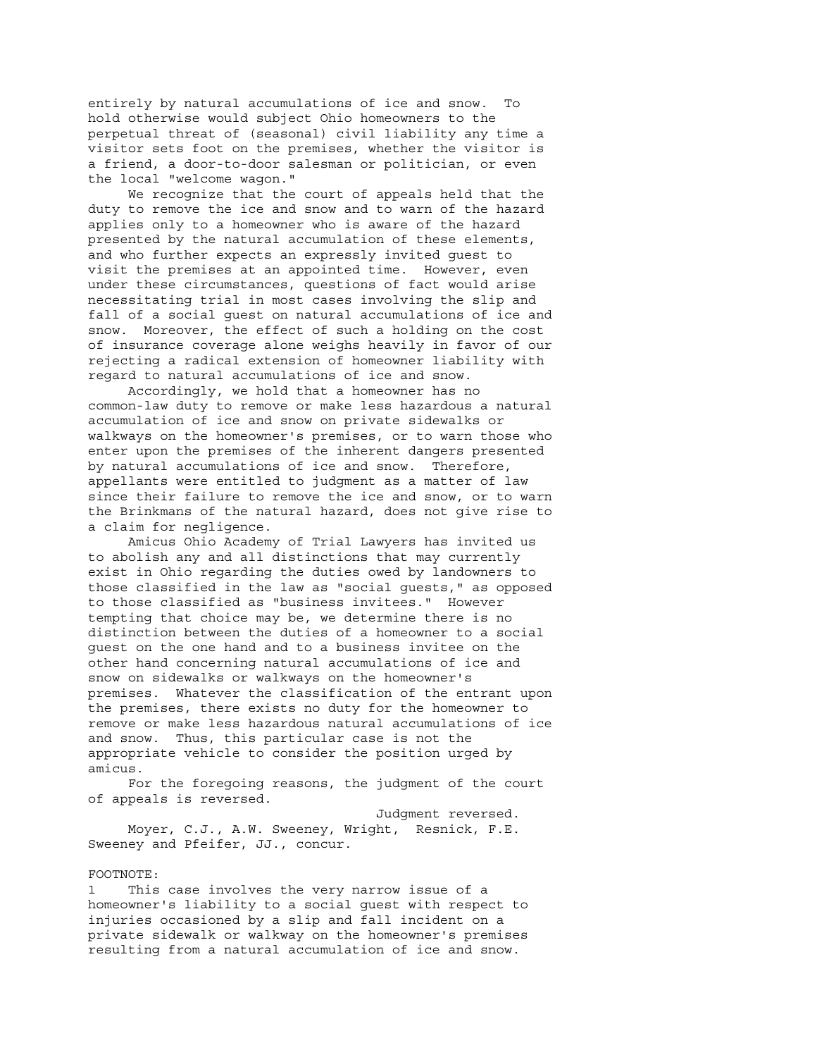entirely by natural accumulations of ice and snow. To hold otherwise would subject Ohio homeowners to the perpetual threat of (seasonal) civil liability any time a visitor sets foot on the premises, whether the visitor is a friend, a door-to-door salesman or politician, or even the local "welcome wagon."

We recognize that the court of appeals held that the duty to remove the ice and snow and to warn of the hazard applies only to a homeowner who is aware of the hazard presented by the natural accumulation of these elements, and who further expects an expressly invited guest to visit the premises at an appointed time. However, even under these circumstances, questions of fact would arise necessitating trial in most cases involving the slip and fall of a social guest on natural accumulations of ice and snow. Moreover, the effect of such a holding on the cost of insurance coverage alone weighs heavily in favor of our rejecting a radical extension of homeowner liability with regard to natural accumulations of ice and snow.

Accordingly, we hold that a homeowner has no common-law duty to remove or make less hazardous a natural accumulation of ice and snow on private sidewalks or walkways on the homeowner's premises, or to warn those who enter upon the premises of the inherent dangers presented by natural accumulations of ice and snow. Therefore, appellants were entitled to judgment as a matter of law since their failure to remove the ice and snow, or to warn the Brinkmans of the natural hazard, does not give rise to a claim for negligence.

Amicus Ohio Academy of Trial Lawyers has invited us to abolish any and all distinctions that may currently exist in Ohio regarding the duties owed by landowners to those classified in the law as "social guests," as opposed to those classified as "business invitees." However tempting that choice may be, we determine there is no distinction between the duties of a homeowner to a social guest on the one hand and to a business invitee on the other hand concerning natural accumulations of ice and snow on sidewalks or walkways on the homeowner's premises. Whatever the classification of the entrant upon the premises, there exists no duty for the homeowner to remove or make less hazardous natural accumulations of ice and snow. Thus, this particular case is not the appropriate vehicle to consider the position urged by amicus.

For the foregoing reasons, the judgment of the court of appeals is reversed.

Judgment reversed.

Moyer, C.J., A.W. Sweeney, Wright, Resnick, F.E. Sweeney and Pfeifer, JJ., concur.

FOOTNOTE:

1 This case involves the very narrow issue of a homeowner's liability to a social guest with respect to injuries occasioned by a slip and fall incident on a private sidewalk or walkway on the homeowner's premises resulting from a natural accumulation of ice and snow.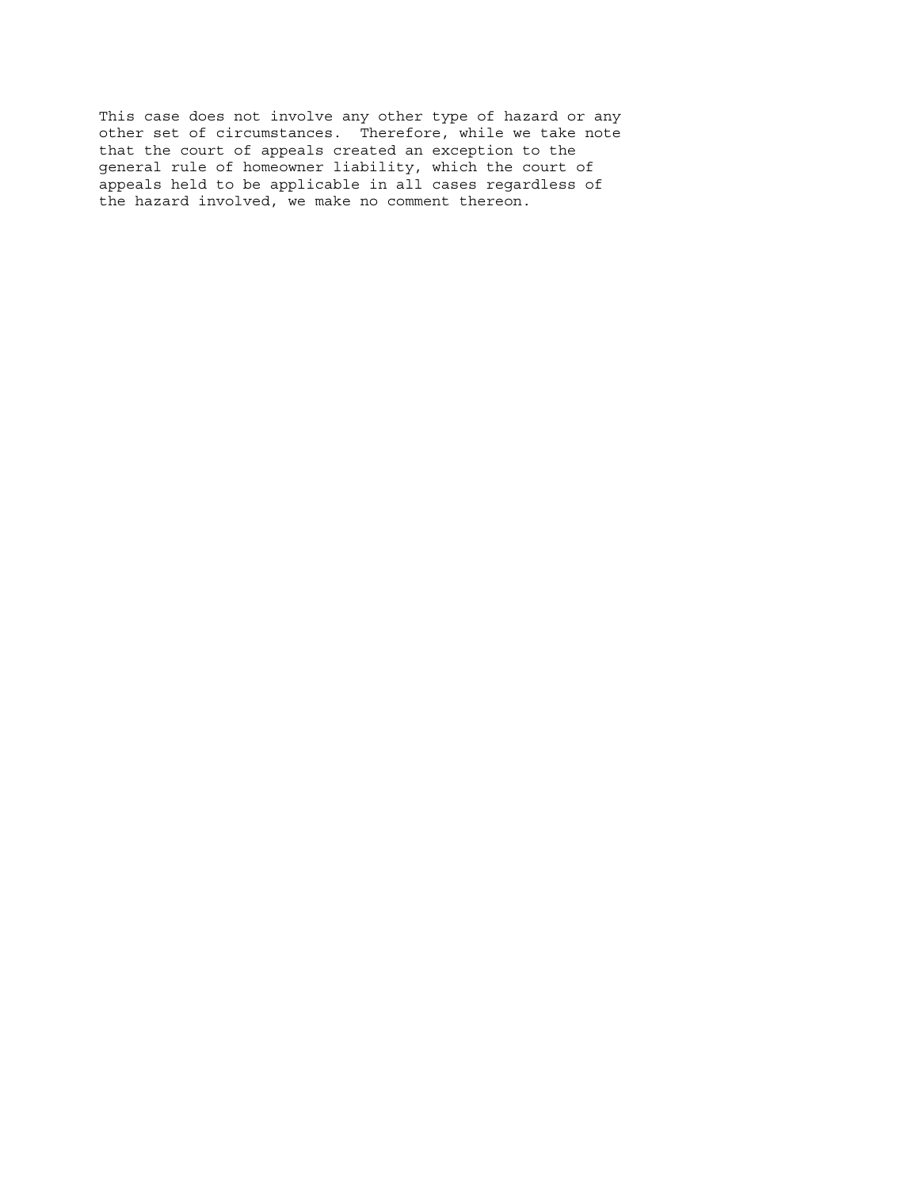This case does not involve any other type of hazard or any other set of circumstances. Therefore, while we take note that the court of appeals created an exception to the general rule of homeowner liability, which the court of appeals held to be applicable in all cases regardless of the hazard involved, we make no comment thereon.